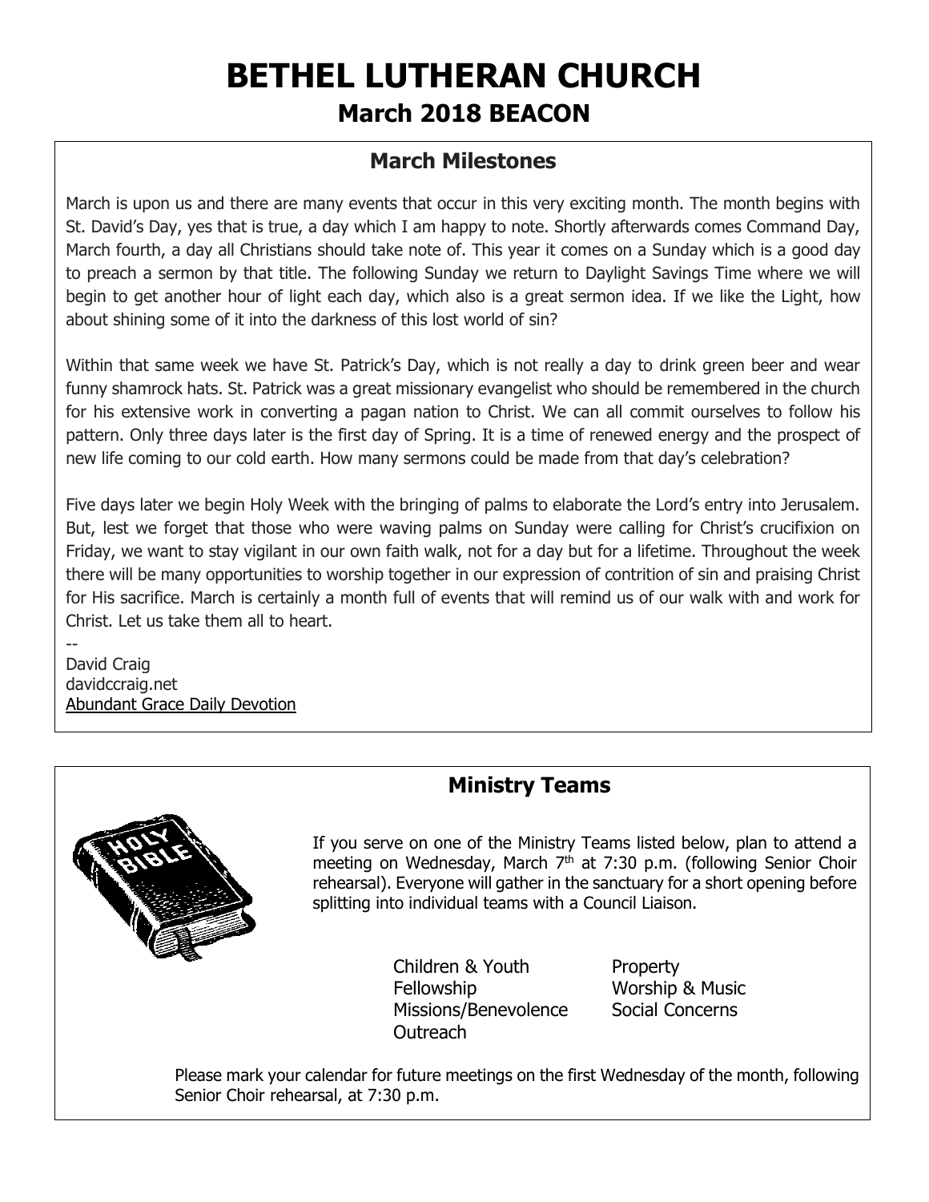# BETHEL LUTHERAN CHURCH

## March 2018 BEACON

### March Milestones

March is upon us and there are many events that occur in this very exciting month. The month begins with St. David's Day, yes that is true, a day which I am happy to note. Shortly afterwards comes Command Day, March fourth, a day all Christians should take note of. This year it comes on a Sunday which is a good day to preach a sermon by that title. The following Sunday we return to Daylight Savings Time where we will begin to get another hour of light each day, which also is a great sermon idea. If we like the Light, how about shining some of it into the darkness of this lost world of sin?

Within that same week we have St. Patrick's Day, which is not really a day to drink green beer and wear funny shamrock hats. St. Patrick was a great missionary evangelist who should be remembered in the church for his extensive work in converting a pagan nation to Christ. We can all commit ourselves to follow his pattern. Only three days later is the first day of Spring. It is a time of renewed energy and the prospect of new life coming to our cold earth. How many sermons could be made from that day's celebration?

Five days later we begin Holy Week with the bringing of palms to elaborate the Lord's entry into Jerusalem. But, lest we forget that those who were waving palms on Sunday were calling for Christ's crucifixion on Friday, we want to stay vigilant in our own faith walk, not for a day but for a lifetime. Throughout the week there will be many opportunities to worship together in our expression of contrition of sin and praising Christ for His sacrifice. March is certainly a month full of events that will remind us of our walk with and work for Christ. Let us take them all to heart.

--
David Craig
davidccraig.net
Abundant Grace Daily Devotion

### Ministry Teams

If you serve on one of the Ministry Teams listed below, plan to attend a meeting on Wednesday, March 7th at 7:30 p.m. (following Senior Choir rehearsal). Everyone will gather in the sanctuary for a short opening before splitting into individual teams with a Council Liaison.

- Children & Youth
- Fellowship
- Missions/Benevolence
- Outreach
- Property
- Worship & Music
- Social Concerns

Please mark your calendar for future meetings on the first Wednesday of the month, following Senior Choir rehearsal, at 7:30 p.m.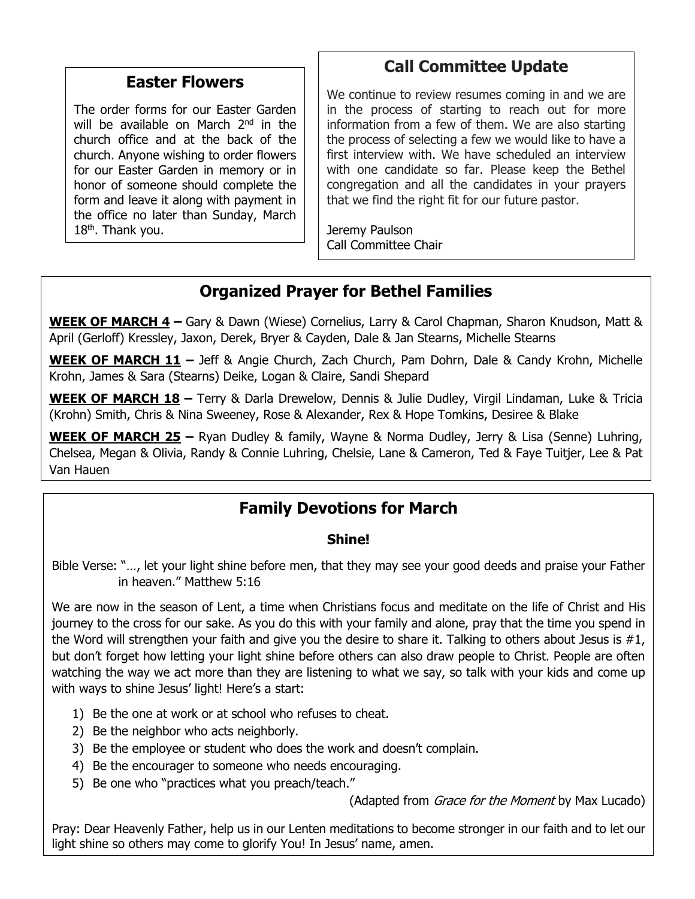## Easter Flowers

The order forms for our Easter Garden will be available on March 2nd in the church office and at the back of the church. Anyone wishing to order flowers for our Easter Garden in memory or in honor of someone should complete the form and leave it along with payment in the office no later than Sunday, March 18th. Thank you.

## Call Committee Update

We continue to review resumes coming in and we are in the process of starting to reach out for more information from a few of them. We are also starting the process of selecting a few we would like to have a first interview with. We have scheduled an interview with one candidate so far. Please keep the Bethel congregation and all the candidates in your prayers that we find the right fit for our future pastor.

Jeremy Paulson
Call Committee Chair

## Organized Prayer for Bethel Families

**WEEK OF MARCH 4 –** Gary & Dawn (Wiese) Cornelius, Larry & Carol Chapman, Sharon Knudson, Matt & April (Gerloff) Kressley, Jaxon, Derek, Bryer & Cayden, Dale & Jan Stearns, Michelle Stearns

**WEEK OF MARCH 11 –** Jeff & Angie Church, Zach Church, Pam Dohrn, Dale & Candy Krohn, Michelle Krohn, James & Sara (Stearns) Deike, Logan & Claire, Sandi Shepard

**WEEK OF MARCH 18 –** Terry & Darla Drewelow, Dennis & Julie Dudley, Virgil Lindaman, Luke & Tricia (Krohn) Smith, Chris & Nina Sweeney, Rose & Alexander, Rex & Hope Tomkins, Desiree & Blake

**WEEK OF MARCH 25 –** Ryan Dudley & family, Wayne & Norma Dudley, Jerry & Lisa (Senne) Luhring, Chelsea, Megan & Olivia, Randy & Connie Luhring, Chelsie, Lane & Cameron, Ted & Faye Tuitjer, Lee & Pat Van Hauen

## Family Devotions for March

### Shine!

Bible Verse: "…, let your light shine before men, that they may see your good deeds and praise your Father in heaven." Matthew 5:16

We are now in the season of Lent, a time when Christians focus and meditate on the life of Christ and His journey to the cross for our sake. As you do this with your family and alone, pray that the time you spend in the Word will strengthen your faith and give you the desire to share it. Talking to others about Jesus is #1, but don't forget how letting your light shine before others can also draw people to Christ. People are often watching the way we act more than they are listening to what we say, so talk with your kids and come up with ways to shine Jesus' light! Here's a start:

1) Be the one at work or at school who refuses to cheat.
2) Be the neighbor who acts neighborly.
3) Be the employee or student who does the work and doesn't complain.
4) Be the encourager to someone who needs encouraging.
5) Be one who "practices what you preach/teach."

(Adapted from *Grace for the Moment* by Max Lucado)

Pray: Dear Heavenly Father, help us in our Lenten meditations to become stronger in our faith and to let our light shine so others may come to glorify You! In Jesus' name, amen.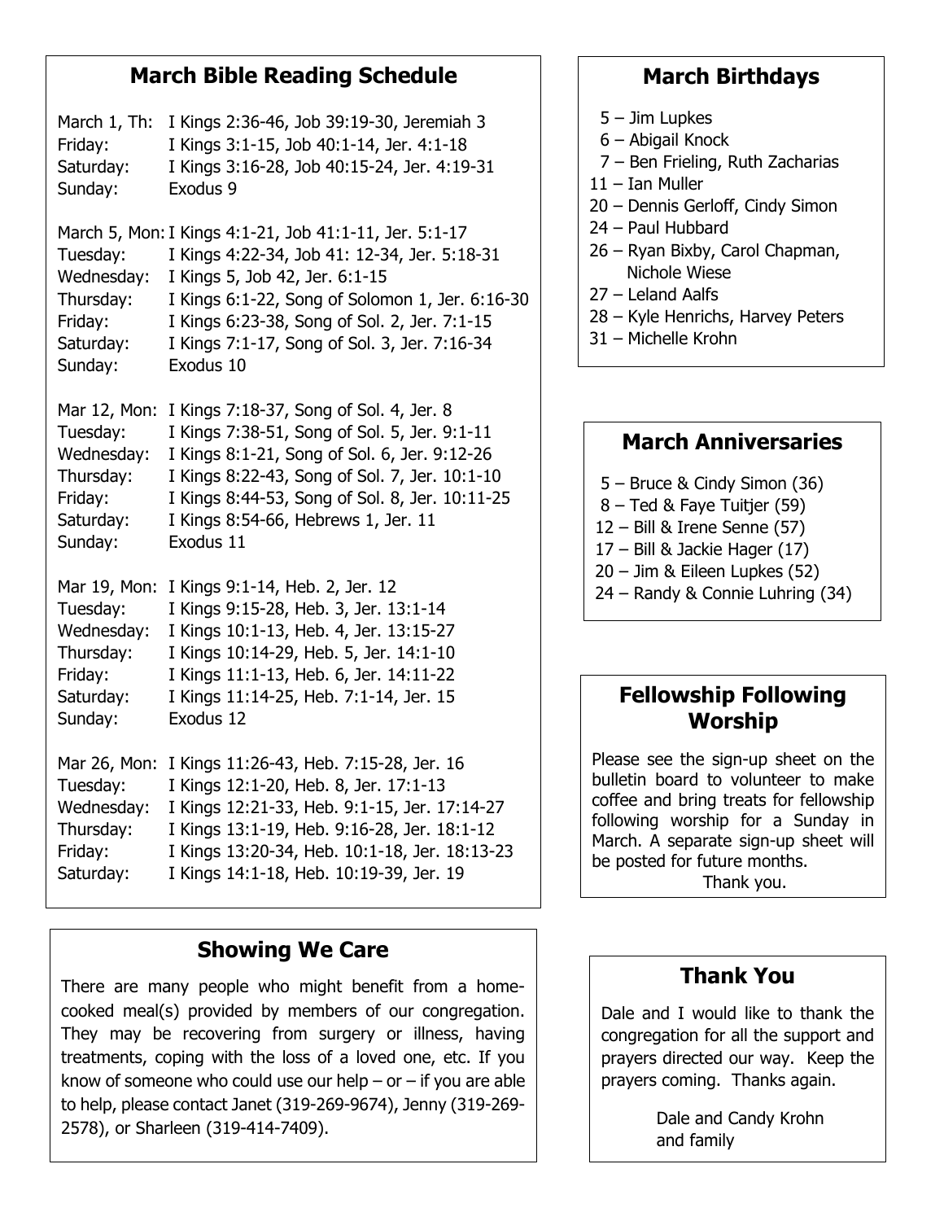## March Bible Reading Schedule

March 1, Th: I Kings 2:36-46, Job 39:19-30, Jeremiah 3
Friday: I Kings 3:1-15, Job 40:1-14, Jer. 4:1-18
Saturday: I Kings 3:16-28, Job 40:15-24, Jer. 4:19-31
Sunday: Exodus 9

March 5, Mon: I Kings 4:1-21, Job 41:1-11, Jer. 5:1-17
Tuesday: I Kings 4:22-34, Job 41: 12-34, Jer. 5:18-31
Wednesday: I Kings 5, Job 42, Jer. 6:1-15
Thursday: I Kings 6:1-22, Song of Solomon 1, Jer. 6:16-30
Friday: I Kings 6:23-38, Song of Sol. 2, Jer. 7:1-15
Saturday: I Kings 7:1-17, Song of Sol. 3, Jer. 7:16-34
Sunday: Exodus 10

Mar 12, Mon: I Kings 7:18-37, Song of Sol. 4, Jer. 8
Tuesday: I Kings 7:38-51, Song of Sol. 5, Jer. 9:1-11
Wednesday: I Kings 8:1-21, Song of Sol. 6, Jer. 9:12-26
Thursday: I Kings 8:22-43, Song of Sol. 7, Jer. 10:1-10
Friday: I Kings 8:44-53, Song of Sol. 8, Jer. 10:11-25
Saturday: I Kings 8:54-66, Hebrews 1, Jer. 11
Sunday: Exodus 11

Mar 19, Mon: I Kings 9:1-14, Heb. 2, Jer. 12
Tuesday: I Kings 9:15-28, Heb. 3, Jer. 13:1-14
Wednesday: I Kings 10:1-13, Heb. 4, Jer. 13:15-27
Thursday: I Kings 10:14-29, Heb. 5, Jer. 14:1-10
Friday: I Kings 11:1-13, Heb. 6, Jer. 14:11-22
Saturday: I Kings 11:14-25, Heb. 7:1-14, Jer. 15
Sunday: Exodus 12

Mar 26, Mon: I Kings 11:26-43, Heb. 7:15-28, Jer. 16
Tuesday: I Kings 12:1-20, Heb. 8, Jer. 17:1-13
Wednesday: I Kings 12:21-33, Heb. 9:1-15, Jer. 17:14-27
Thursday: I Kings 13:1-19, Heb. 9:16-28, Jer. 18:1-12
Friday: I Kings 13:20-34, Heb. 10:1-18, Jer. 18:13-23
Saturday: I Kings 14:1-18, Heb. 10:19-39, Jer. 19

## Showing We Care

There are many people who might benefit from a home-cooked meal(s) provided by members of our congregation. They may be recovering from surgery or illness, having treatments, coping with the loss of a loved one, etc. If you know of someone who could use our help – or – if you are able to help, please contact Janet (319-269-9674), Jenny (319-269-2578), or Sharleen (319-414-7409).

## March Birthdays

5 – Jim Lupkes
6 – Abigail Knock
7 – Ben Frieling, Ruth Zacharias
11 – Ian Muller
20 – Dennis Gerloff, Cindy Simon
24 – Paul Hubbard
26 – Ryan Bixby, Carol Chapman, Nichole Wiese
27 – Leland Aalfs
28 – Kyle Henrichs, Harvey Peters
31 – Michelle Krohn

## March Anniversaries

5 – Bruce & Cindy Simon (36)
8 – Ted & Faye Tuitjer (59)
12 – Bill & Irene Senne (57)
17 – Bill & Jackie Hager (17)
20 – Jim & Eileen Lupkes (52)
24 – Randy & Connie Luhring (34)

## Fellowship Following Worship

Please see the sign-up sheet on the bulletin board to volunteer to make coffee and bring treats for fellowship following worship for a Sunday in March. A separate sign-up sheet will be posted for future months.

Thank you.

## Thank You

Dale and I would like to thank the congregation for all the support and prayers directed our way. Keep the prayers coming. Thanks again.

Dale and Candy Krohn
and family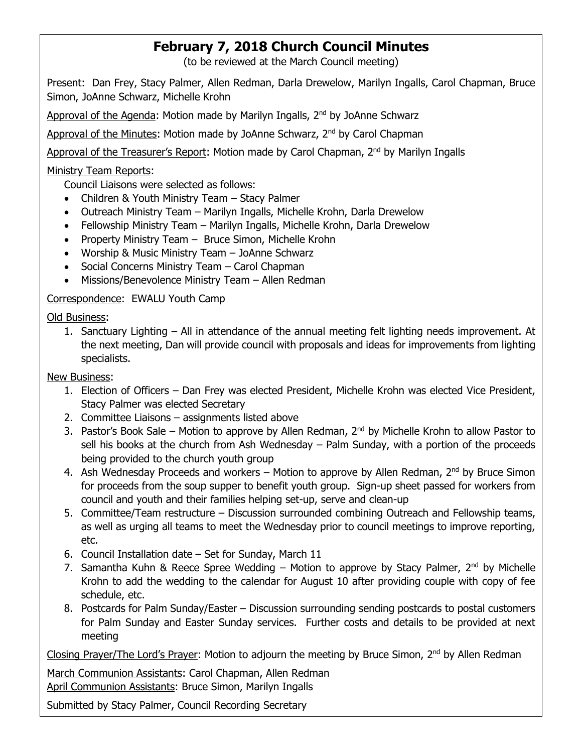# February 7, 2018 Church Council Minutes

(to be reviewed at the March Council meeting)

Present: Dan Frey, Stacy Palmer, Allen Redman, Darla Drewelow, Marilyn Ingalls, Carol Chapman, Bruce Simon, JoAnne Schwarz, Michelle Krohn

Approval of the Agenda: Motion made by Marilyn Ingalls, 2nd by JoAnne Schwarz

Approval of the Minutes: Motion made by JoAnne Schwarz, 2nd by Carol Chapman

Approval of the Treasurer's Report: Motion made by Carol Chapman, 2nd by Marilyn Ingalls

Ministry Team Reports:

Council Liaisons were selected as follows:

- Children & Youth Ministry Team – Stacy Palmer
- Outreach Ministry Team – Marilyn Ingalls, Michelle Krohn, Darla Drewelow
- Fellowship Ministry Team – Marilyn Ingalls, Michelle Krohn, Darla Drewelow
- Property Ministry Team – Bruce Simon, Michelle Krohn
- Worship & Music Ministry Team – JoAnne Schwarz
- Social Concerns Ministry Team – Carol Chapman
- Missions/Benevolence Ministry Team – Allen Redman

Correspondence: EWALU Youth Camp

Old Business:

1. Sanctuary Lighting – All in attendance of the annual meeting felt lighting needs improvement. At the next meeting, Dan will provide council with proposals and ideas for improvements from lighting specialists.

New Business:

1. Election of Officers – Dan Frey was elected President, Michelle Krohn was elected Vice President, Stacy Palmer was elected Secretary
2. Committee Liaisons – assignments listed above
3. Pastor's Book Sale – Motion to approve by Allen Redman, 2nd by Michelle Krohn to allow Pastor to sell his books at the church from Ash Wednesday – Palm Sunday, with a portion of the proceeds being provided to the church youth group
4. Ash Wednesday Proceeds and workers – Motion to approve by Allen Redman, 2nd by Bruce Simon for proceeds from the soup supper to benefit youth group. Sign-up sheet passed for workers from council and youth and their families helping set-up, serve and clean-up
5. Committee/Team restructure – Discussion surrounded combining Outreach and Fellowship teams, as well as urging all teams to meet the Wednesday prior to council meetings to improve reporting, etc.
6. Council Installation date – Set for Sunday, March 11
7. Samantha Kuhn & Reece Spree Wedding – Motion to approve by Stacy Palmer, 2nd by Michelle Krohn to add the wedding to the calendar for August 10 after providing couple with copy of fee schedule, etc.
8. Postcards for Palm Sunday/Easter – Discussion surrounding sending postcards to postal customers for Palm Sunday and Easter Sunday services. Further costs and details to be provided at next meeting

Closing Prayer/The Lord's Prayer: Motion to adjourn the meeting by Bruce Simon, 2nd by Allen Redman

March Communion Assistants: Carol Chapman, Allen Redman
April Communion Assistants: Bruce Simon, Marilyn Ingalls

Submitted by Stacy Palmer, Council Recording Secretary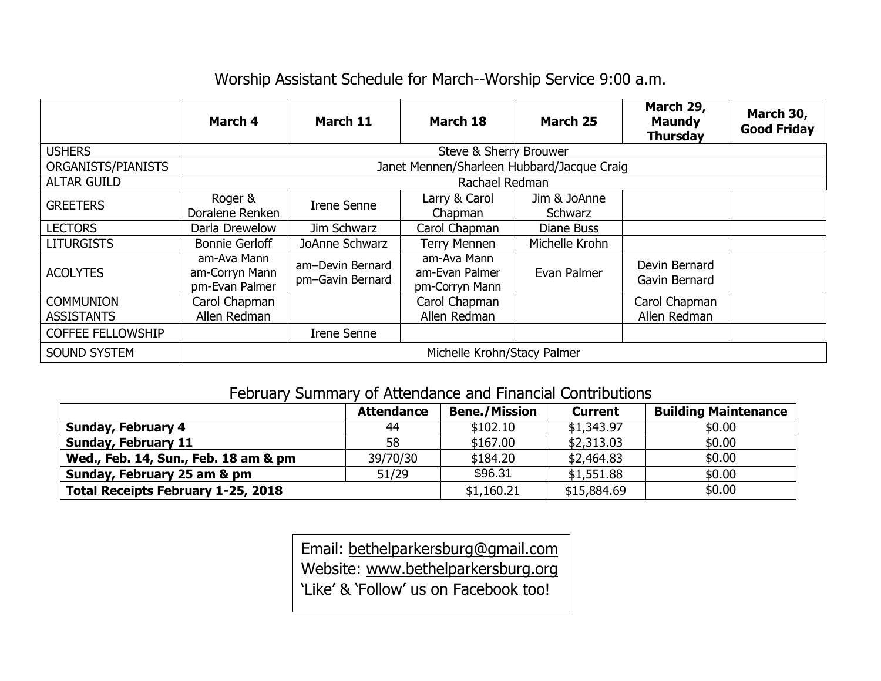## Worship Assistant Schedule for March--Worship Service 9:00 a.m.

| | March 4 | March 11 | March 18 | March 25 | March 29, Maundy Thursday | March 30, Good Friday |
|---|---|---|---|---|---|---|
| USHERS | Steve & Sherry Brouwer | | | | | |
| ORGANISTS/PIANISTS | Janet Mennen/Sharleen Hubbard/Jacque Craig | | | | | |
| ALTAR GUILD | Rachael Redman | | | | | |
| GREETERS | Roger & Doralene Renken | Irene Senne | Larry & Carol Chapman | Jim & JoAnne Schwarz | | |
| LECTORS | Darla Drewelow | Jim Schwarz | Carol Chapman | Diane Buss | | |
| LITURGISTS | Bonnie Gerloff | JoAnne Schwarz | Terry Mennen | Michelle Krohn | | |
| ACOLYTES | am-Ava Mann<br>am-Corryn Mann<br>pm-Evan Palmer | am–Devin Bernard<br>pm–Gavin Bernard | am-Ava Mann<br>am-Evan Palmer<br>pm-Corryn Mann | Evan Palmer | Devin Bernard<br>Gavin Bernard | |
| COMMUNION ASSISTANTS | Carol Chapman<br>Allen Redman | | Carol Chapman<br>Allen Redman | | Carol Chapman<br>Allen Redman | |
| COFFEE FELLOWSHIP | | Irene Senne | | | | |
| SOUND SYSTEM | Michelle Krohn/Stacy Palmer | | | | | |

## February Summary of Attendance and Financial Contributions

| | Attendance | Bene./Mission | Current | Building Maintenance |
|---|---|---|---|---|
| **Sunday, February 4** | 44 | $102.10 | $1,343.97 | $0.00 |
| **Sunday, February 11** | 58 | $167.00 | $2,313.03 | $0.00 |
| **Wed., Feb. 14, Sun., Feb. 18 am & pm** | 39/70/30 | $184.20 | $2,464.83 | $0.00 |
| **Sunday, February 25 am & pm** | 51/29 | $96.31 | $1,551.88 | $0.00 |
| **Total Receipts February 1-25, 2018** | | $1,160.21 | $15,884.69 | $0.00 |

Email: bethelparkersburg@gmail.com
Website: www.bethelparkersburg.org
'Like' & 'Follow' us on Facebook too!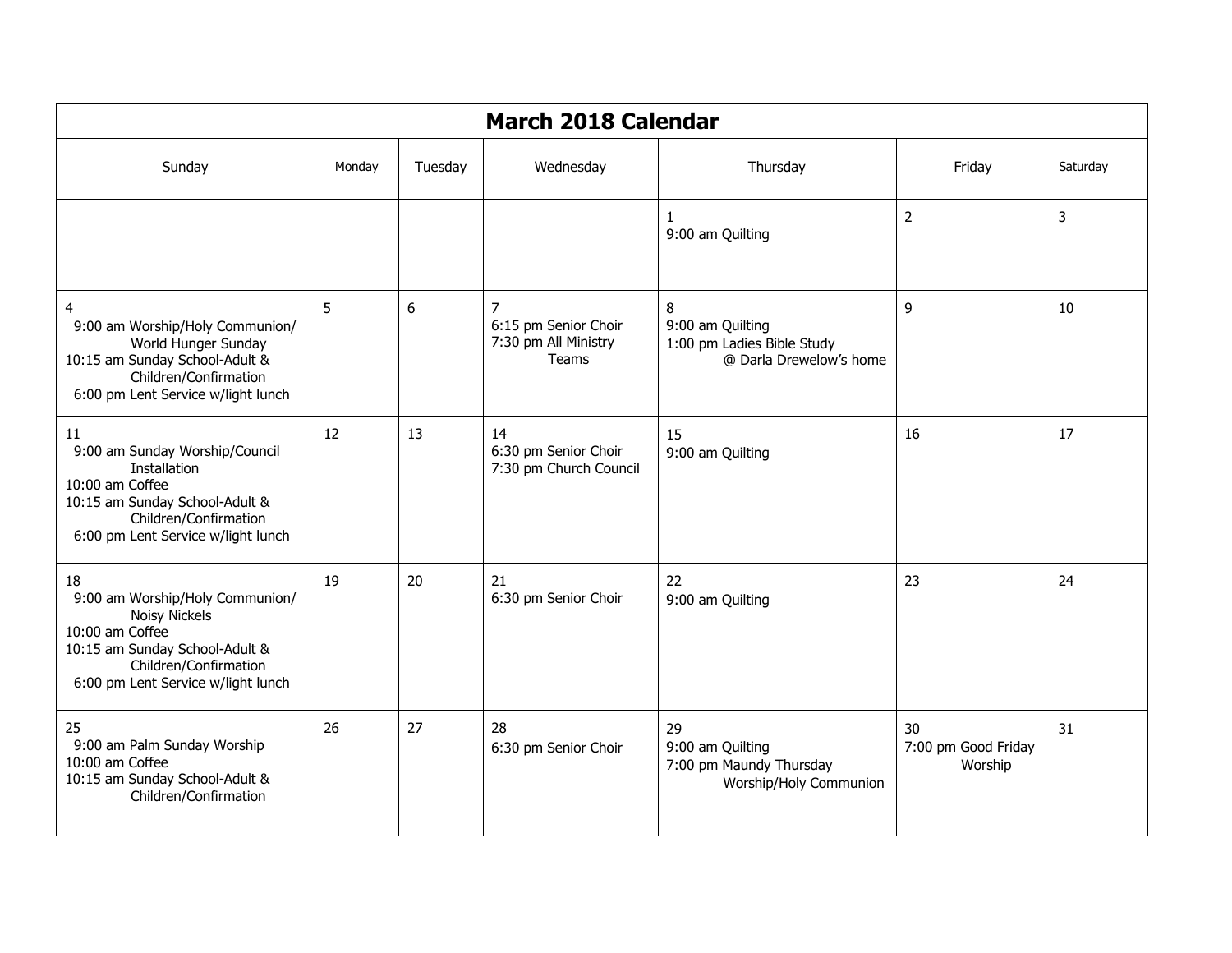# March 2018 Calendar

| Sunday | Monday | Tuesday | Wednesday | Thursday | Friday | Saturday |
| --- | --- | --- | --- | --- | --- | --- |
| | | | | 1<br>9:00 am Quilting | 2 | 3 |
| 4<br>9:00 am Worship/Holy Communion/ World Hunger Sunday<br>10:15 am Sunday School-Adult & Children/Confirmation<br>6:00 pm Lent Service w/light lunch | 5 | 6 | 7<br>6:15 pm Senior Choir<br>7:30 pm All Ministry Teams | 8<br>9:00 am Quilting<br>1:00 pm Ladies Bible Study @ Darla Drewelow's home | 9 | 10 |
| 11<br>9:00 am Sunday Worship/Council Installation<br>10:00 am Coffee<br>10:15 am Sunday School-Adult & Children/Confirmation<br>6:00 pm Lent Service w/light lunch | 12 | 13 | 14<br>6:30 pm Senior Choir<br>7:30 pm Church Council | 15<br>9:00 am Quilting | 16 | 17 |
| 18<br>9:00 am Worship/Holy Communion/ Noisy Nickels<br>10:00 am Coffee<br>10:15 am Sunday School-Adult & Children/Confirmation<br>6:00 pm Lent Service w/light lunch | 19 | 20 | 21<br>6:30 pm Senior Choir | 22<br>9:00 am Quilting | 23 | 24 |
| 25<br>9:00 am Palm Sunday Worship<br>10:00 am Coffee<br>10:15 am Sunday School-Adult & Children/Confirmation | 26 | 27 | 28<br>6:30 pm Senior Choir | 29<br>9:00 am Quilting<br>7:00 pm Maundy Thursday Worship/Holy Communion | 30<br>7:00 pm Good Friday Worship | 31 |